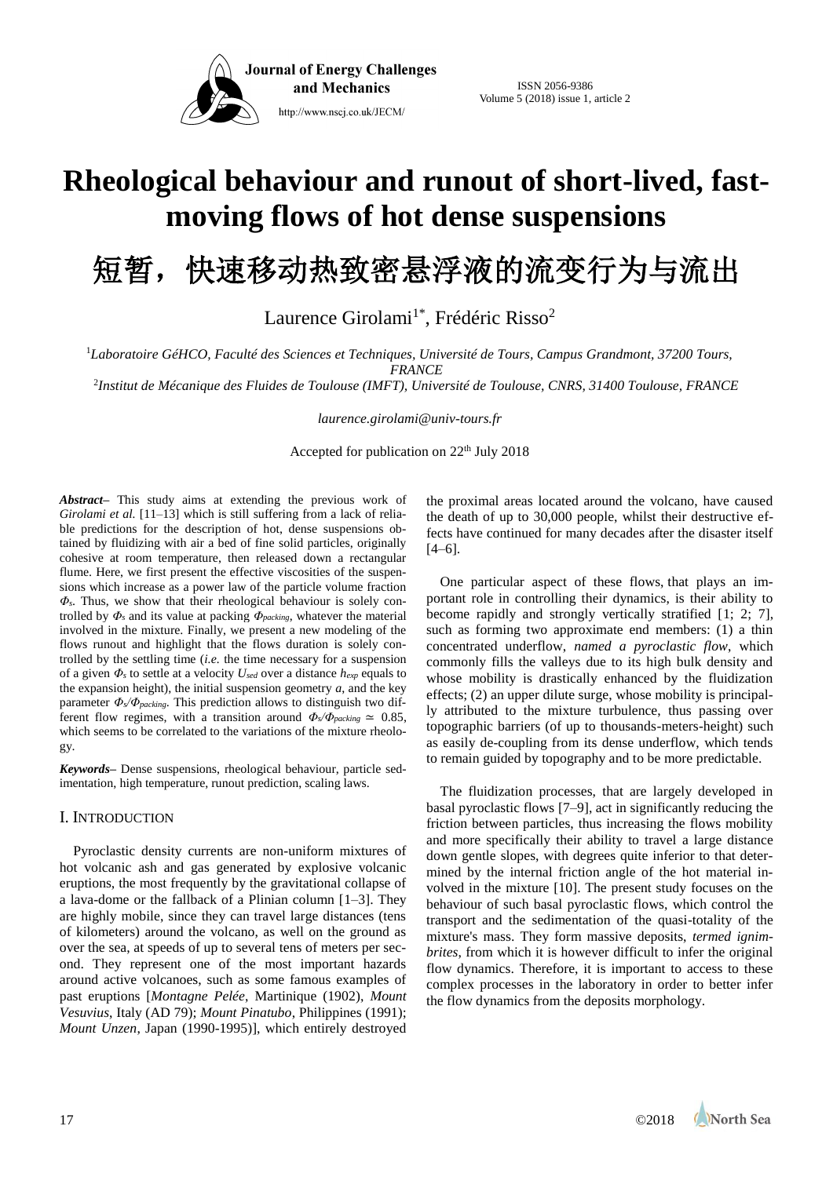# Rheological behaviour and runout of short-lived, fast-moving flows of hot dense suspensions

# 短暂，快速移动热致密悬浮液的流变行为与流出

Laurence Girolami[1*], Frédéric Risso[2]

[1]*Laboratoire GéHCO, Faculté des Sciences et Techniques, Université de Tours, Campus Grandmont, 37200 Tours, FRANCE*

[2]*Institut de Mécanique des Fluides de Toulouse (IMFT), Université de Toulouse, CNRS, 31400 Toulouse, FRANCE*

*laurence.girolami@univ-tours.fr*

Accepted for publication on 22th July 2018

***Abstract*****–** This study aims at extending the previous work of *Girolami et al.* [11–13] which is still suffering from a lack of reliable predictions for the description of hot, dense suspensions obtained by fluidizing with air a bed of fine solid particles, originally cohesive at room temperature, then released down a rectangular flume. Here, we first present the effective viscosities of the suspensions which increase as a power law of the particle volume fraction $\Phi_s$. Thus, we show that their rheological behaviour is solely controlled by $\Phi_s$ and its value at packing $\Phi_{packing}$, whatever the material involved in the mixture. Finally, we present a new modeling of the flows runout and highlight that the flows duration is solely controlled by the settling time (*i.e.* the time necessary for a suspension of a given $\Phi_s$ to settle at a velocity $U_{sed}$ over a distance $h_{exp}$ equals to the expansion height), the initial suspension geometry $a$, and the key parameter $\Phi_s/\Phi_{packing}$. This prediction allows to distinguish two different flow regimes, with a transition around $\Phi_s/\Phi_{packing} \simeq 0.85$, which seems to be correlated to the variations of the mixture rheology.

***Keywords*****–** Dense suspensions, rheological behaviour, particle sedimentation, high temperature, runout prediction, scaling laws.

## I. Introduction

Pyroclastic density currents are non-uniform mixtures of hot volcanic ash and gas generated by explosive volcanic eruptions, the most frequently by the gravitational collapse of a lava-dome or the fallback of a Plinian column [1–3]. They are highly mobile, since they can travel large distances (tens of kilometers) around the volcano, as well on the ground as over the sea, at speeds of up to several tens of meters per second. They represent one of the most important hazards around active volcanoes, such as some famous examples of past eruptions [*Montagne Pelée*, Martinique (1902), *Mount Vesuvius*, Italy (AD 79); *Mount Pinatubo*, Philippines (1991); *Mount Unzen*, Japan (1990-1995)], which entirely destroyed the proximal areas located around the volcano, have caused the death of up to 30,000 people, whilst their destructive effects have continued for many decades after the disaster itself [4–6].

One particular aspect of these flows, that plays an important role in controlling their dynamics, is their ability to become rapidly and strongly vertically stratified [1; 2; 7], such as forming two approximate end members: (1) a thin concentrated underflow, *named a pyroclastic flow*, which commonly fills the valleys due to its high bulk density and whose mobility is drastically enhanced by the fluidization effects; (2) an upper dilute surge, whose mobility is principally attributed to the mixture turbulence, thus passing over topographic barriers (of up to thousands-meters-height) such as easily de-coupling from its dense underflow, which tends to remain guided by topography and to be more predictable.

The fluidization processes, that are largely developed in basal pyroclastic flows [7–9], act in significantly reducing the friction between particles, thus increasing the flows mobility and more specifically their ability to travel a large distance down gentle slopes, with degrees quite inferior to that determined by the internal friction angle of the hot material involved in the mixture [10]. The present study focuses on the behaviour of such basal pyroclastic flows, which control the transport and the sedimentation of the quasi-totality of the mixture's mass. They form massive deposits, *termed ignimbrites*, from which it is however difficult to infer the original flow dynamics. Therefore, it is important to access to these complex processes in the laboratory in order to better infer the flow dynamics from the deposits morphology.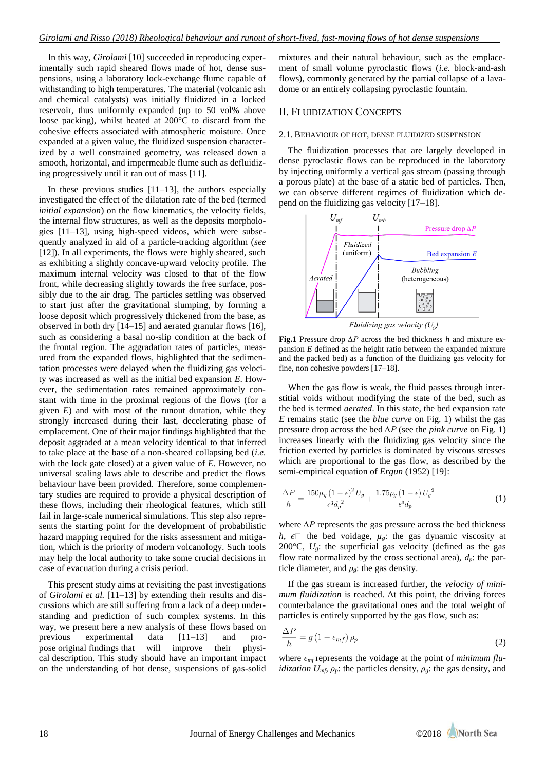In this way, *Girolami* [10] succeeded in reproducing experimentally such rapid sheared flows made of hot, dense suspensions, using a laboratory lock-exchange flume capable of withstanding to high temperatures. The material (volcanic ash and chemical catalysts) was initially fluidized in a locked reservoir, thus uniformly expanded (up to 50 vol% above loose packing), whilst heated at 200°C to discard from the cohesive effects associated with atmospheric moisture. Once expanded at a given value, the fluidized suspension characterized by a well constrained geometry, was released down a smooth, horizontal, and impermeable flume such as defluidizing progressively until it ran out of mass [11].

In these previous studies [11–13], the authors especially investigated the effect of the dilatation rate of the bed (termed *initial expansion*) on the flow kinematics, the velocity fields, the internal flow structures, as well as the deposits morphologies [11–13], using high-speed videos, which were subsequently analyzed in aid of a particle-tracking algorithm (*see* [12]). In all experiments, the flows were highly sheared, such as exhibiting a slightly concave-upward velocity profile. The maximum internal velocity was closed to that of the flow front, while decreasing slightly towards the free surface, possibly due to the air drag. The particles settling was observed to start just after the gravitational slumping, by forming a loose deposit which progressively thickened from the base, as observed in both dry [14–15] and aerated granular flows [16], such as considering a basal no-slip condition at the back of the frontal region. The aggradation rates of particles, measured from the expanded flows, highlighted that the sedimentation processes were delayed when the fluidizing gas velocity was increased as well as the initial bed expansion *E*. However, the sedimentation rates remained approximately constant with time in the proximal regions of the flows (for a given *E*) and with most of the runout duration, while they strongly increased during their last, decelerating phase of emplacement. One of their major findings highlighted that the deposit aggraded at a mean velocity identical to that inferred to take place at the base of a non-sheared collapsing bed (*i.e.* with the lock gate closed) at a given value of *E*. However, no universal scaling laws able to describe and predict the flows behaviour have been provided. Therefore, some complementary studies are required to provide a physical description of these flows, including their rheological features, which still fail in large-scale numerical simulations. This step also represents the starting point for the development of probabilistic hazard mapping required for the risks assessment and mitigation, which is the priority of modern volcanology. Such tools may help the local authority to take some crucial decisions in case of evacuation during a crisis period.

This present study aims at revisiting the past investigations of *Girolami et al.* [11–13] by extending their results and discussions which are still suffering from a lack of a deep understanding and prediction of such complex systems. In this way, we present here a new analysis of these flows based on previous experimental data [11–13] and propose original findings that will improve their physical description. This study should have an important impact on the understanding of hot dense, suspensions of gas-solid mixtures and their natural behaviour, such as the emplacement of small volume pyroclastic flows (*i.e.* block-and-ash flows), commonly generated by the partial collapse of a lava-dome or an entirely collapsing pyroclastic fountain.

## II. Fluidization Concepts

### 2.1. Behaviour of hot, dense fluidized suspension

The fluidization processes that are largely developed in dense pyroclastic flows can be reproduced in the laboratory by injecting uniformly a vertical gas stream (passing through a porous plate) at the base of a static bed of particles. Then, we can observe different regimes of fluidization which depend on the fluidizing gas velocity [17–18].

**Fig.1** Pressure drop $\Delta P$ across the bed thickness $h$ and mixture expansion $E$ defined as the height ratio between the expanded mixture and the packed bed) as a function of the fluidizing gas velocity for fine, non cohesive powders [17–18].

When the gas flow is weak, the fluid passes through interstitial voids without modifying the state of the bed, such as the bed is termed *aerated*. In this state, the bed expansion rate *E* remains static (see the *blue curve* on Fig. 1) whilst the gas pressure drop across the bed $\Delta P$ (see the *pink curve* on Fig. 1) increases linearly with the fluidizing gas velocity since the friction exerted by particles is dominated by viscous stresses which are proportional to the gas flow, as described by the semi-empirical equation of *Ergun* (1952) [19]:

$$\frac{\Delta P}{h} = \frac{150\mu_g\,(1-\epsilon)^2\,U_g}{\epsilon^3 {d_p}^2} + \frac{1.75\rho_g\,(1-\epsilon)\,{U_g}^2}{\epsilon^3 d_p} \tag{1}$$

where $\Delta P$ represents the gas pressure across the bed thickness $h$, $\epsilon$: the bed voidage, $\mu_g$: the gas dynamic viscosity at 200°C, $U_g$: the superficial gas velocity (defined as the gas flow rate normalized by the cross sectional area), $d_p$: the particle diameter, and $\rho_g$: the gas density.

If the gas stream is increased further, the *velocity of minimum fluidization* is reached. At this point, the driving forces counterbalance the gravitational ones and the total weight of particles is entirely supported by the gas flow, such as:

$$\frac{\Delta P}{h} = g\,(1-\epsilon_{mf})\,\rho_p \tag{2}$$

where $\epsilon_{mf}$ represents the voidage at the point of *minimum fluidization* $U_{mf}$, $\rho_p$: the particles density, $\rho_g$: the gas density, and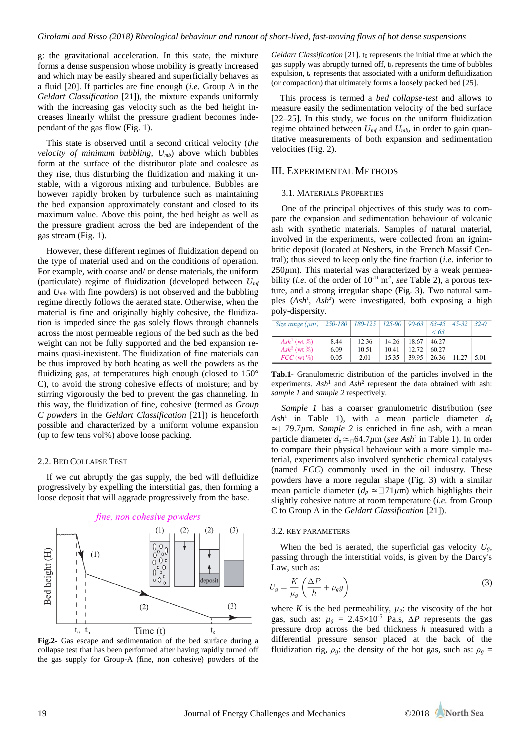g: the gravitational acceleration. In this state, the mixture forms a dense suspension whose mobility is greatly increased and which may be easily sheared and superficially behaves as a fluid [20]. If particles are fine enough (*i.e.* Group A in the *Geldart Classification* [21]), the mixture expands uniformly with the increasing gas velocity such as the bed height increases linearly whilst the pressure gradient becomes independent of the gas flow (Fig. 1).

This state is observed until a second critical velocity (*the velocity of minimum bubbling,* $U_{mb}$) above which bubbles form at the surface of the distributor plate and coalesce as they rise, thus disturbing the fluidization and making it unstable, with a vigorous mixing and turbulence. Bubbles are however rapidly broken by turbulence such as maintaining the bed expansion approximately constant and closed to its maximum value. Above this point, the bed height as well as the pressure gradient across the bed are independent of the gas stream (Fig. 1).

However, these different regimes of fluidization depend on the type of material used and on the conditions of operation. For example, with coarse and/ or dense materials, the uniform (particulate) regime of fluidization (developed between $U_{mf}$ and $U_{mb}$ with fine powders) is not observed and the bubbling regime directly follows the aerated state. Otherwise, when the material is fine and originally highly cohesive, the fluidization is impeded since the gas solely flows through channels across the most permeable regions of the bed such as the bed weight can not be fully supported and the bed expansion remains quasi-inexistent. The fluidization of fine materials can be thus improved by both heating as well the powders as the fluidizing gas, at temperatures high enough (closed to 150° C), to avoid the strong cohesive effects of moisture; and by stirring vigorously the bed to prevent the gas channeling. In this way, the fluidization of fine, cohesive (termed as *Group C powders* in the *Geldart Classification* [21]) is henceforth possible and characterized by a uniform volume expansion (up to few tens vol%) above loose packing.

### 2.2. Bed Collapse Test

If we cut abruptly the gas supply, the bed will defluidize progressively by expelling the interstitial gas, then forming a loose deposit that will aggrade progressively from the base.

**Fig.2-** Gas escape and sedimentation of the bed surface during a collapse test that has been performed after having rapidly turned off the gas supply for Group-A (fine, non cohesive) powders of the *Geldart Classification* [21]. $t_0$ represents the initial time at which the gas supply was abruptly turned off, $t_b$ represents the time of bubbles expulsion, $t_c$ represents that associated with a uniform defluidization (or compaction) that ultimately forms a loosely packed bed [25].

This process is termed a *bed collapse-test* and allows to measure easily the sedimentation velocity of the bed surface [22–25]. In this study, we focus on the uniform fluidization regime obtained between $U_{mf}$ and $U_{mb}$, in order to gain quantitative measurements of both expansion and sedimentation velocities (Fig. 2).

## III. Experimental Methods

### 3.1. Materials Properties

One of the principal objectives of this study was to compare the expansion and sedimentation behaviour of volcanic ash with synthetic materials. Samples of natural material, involved in the experiments, were collected from an ignimbritic deposit (located at Neshers, in the French Massif Central); thus sieved to keep only the fine fraction (*i.e.* inferior to 250$\mu$m). This material was characterized by a weak permeability (*i.e.* of the order of $10^{-11}$ m$^2$, *see* Table 2), a porous texture, and a strong irregular shape (Fig. 3). Two natural samples ($Ash^1$, $Ash^2$) were investigated, both exposing a high poly-dispersity.

| *Size range (μm)* | *250-180* | *180-125* | *125-90* | *90-63* | *63-45* *< 63* | *45-32* | *32-0* |
|---|---|---|---|---|---|---|---|
| $Ash^1$ (wt %) | 8.44 | 12.36 | 14.26 | 18.67 | 46.27 | | |
| $Ash^2$ (wt %) | 6.09 | 10.51 | 10.41 | 12.72 | 60.27 | | |
| *FCC* (wt %) | 0.05 | 2.01 | 15.35 | 39.95 | 26.36 | 11.27 | 5.01 |

**Tab.1-** Granulometric distribution of the particles involved in the experiments. $Ash^1$ and $Ash^2$ represent the data obtained with ash: *sample 1* and *sample 2* respectively.

*Sample 1* has a coarser granulometric distribution (*see* $Ash^1$ in Table 1), with a mean particle diameter $d_p \simeq$ 79.7$\mu$m. *Sample 2* is enriched in fine ash, with a mean particle diameter $d_p \simeq$ 64.7$\mu$m (*see* $Ash^2$ in Table 1). In order to compare their physical behaviour with a more simple material, experiments also involved synthetic chemical catalysts (named *FCC*) commonly used in the oil industry. These powders have a more regular shape (Fig. 3) with a similar mean particle diameter ($d_p \simeq$ 71$\mu$m) which highlights their slightly cohesive nature at room temperature (*i.e.* from Group C to Group A in the *Geldart Classification* [21]).

### 3.2. Key Parameters

When the bed is aerated, the superficial gas velocity $U_g$, passing through the interstitial voids, is given by the Darcy's Law, such as:

$$U_g = \frac{K}{\mu_g}\left(\frac{\Delta P}{h} + \rho_g g\right) \tag{3}$$

where $K$ is the bed permeability, $\mu_g$: the viscosity of the hot gas, such as: $\mu_g$ = 2.45×10$^{-5}$ Pa.s, $\Delta P$ represents the gas pressure drop across the bed thickness $h$ measured with a differential pressure sensor placed at the back of the fluidization rig, $\rho_g$: the density of the hot gas, such as: $\rho_g$ =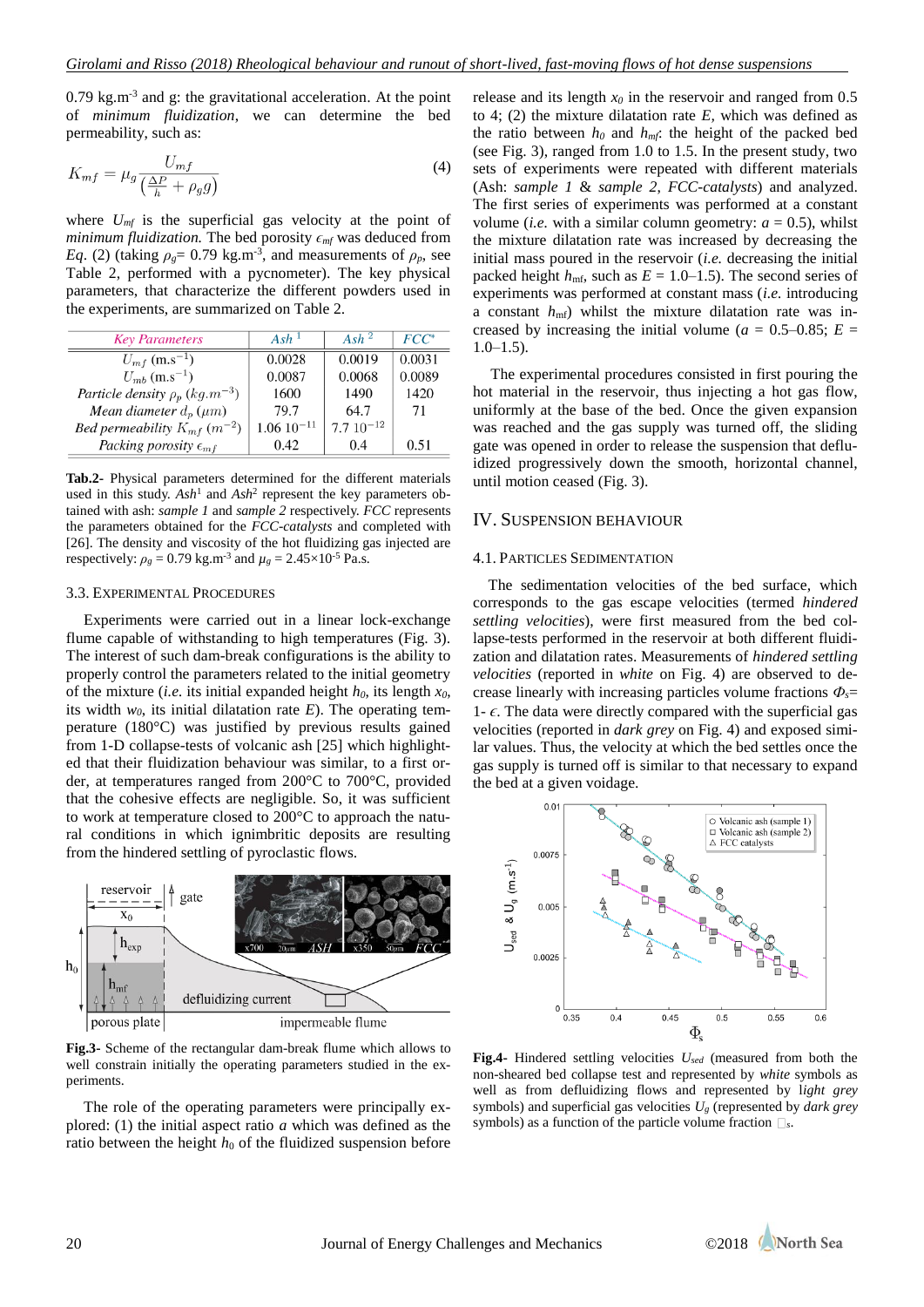0.79 kg.m$^{-3}$ and g: the gravitational acceleration. At the point of *minimum fluidization*, we can determine the bed permeability, such as:

$$K_{mf} = \mu_g \frac{U_{mf}}{\left(\frac{\Delta P}{h} + \rho_g g\right)} \tag{4}$$

where $U_{mf}$ is the superficial gas velocity at the point of *minimum fluidization.* The bed porosity $\epsilon_{mf}$ was deduced from *Eq*. (2) (taking $\rho_g$= 0.79 kg.m$^{-3}$, and measurements of $\rho_p$, see Table 2, performed with a pycnometer). The key physical parameters, that characterize the different powders used in the experiments, are summarized on Table 2.

| *Key Parameters* | *Ash*[1] | *Ash*[2] | *FCC*[*] |
|---|---|---|---|
| $U_{mf}$ (m.s$^{-1}$) | 0.0028 | 0.0019 | 0.0031 |
| $U_{mb}$ (m.s$^{-1}$) | 0.0087 | 0.0068 | 0.0089 |
| *Particle density* $\rho_p$ $(kg.m^{-3})$ | 1600 | 1490 | 1420 |
| *Mean diameter* $d_p$ $(\mu m)$ | 79.7 | 64.7 | 71 |
| *Bed permeability* $K_{mf}$ $(m^{-2})$ | $1.06\ 10^{-11}$ | $7.7\ 10^{-12}$ | |
| *Packing porosity* $\epsilon_{mf}$ | 0.42 | 0.4 | 0.51 |

**Tab.2**- Physical parameters determined for the different materials used in this study. *Ash*[1] and *Ash*[2] represent the key parameters obtained with ash: *sample 1* and *sample 2* respectively. *FCC* represents the parameters obtained for the *FCC-catalysts* and completed with [26]. The density and viscosity of the hot fluidizing gas injected are respectively: $\rho_g$ = 0.79 kg.m$^{-3}$ and $\mu_g$ = 2.45×10$^{-5}$ Pa.s.

### 3.3. Experimental Procedures

Experiments were carried out in a linear lock-exchange flume capable of withstanding to high temperatures (Fig. 3). The interest of such dam-break configurations is the ability to properly control the parameters related to the initial geometry of the mixture (*i.e.* its initial expanded height $h_0$, its length $x_0$, its width $w_0$, its initial dilatation rate *E*). The operating temperature (180°C) was justified by previous results gained from 1-D collapse-tests of volcanic ash [25] which highlighted that their fluidization behaviour was similar, to a first order, at temperatures ranged from 200°C to 700°C, provided that the cohesive effects are negligible. So, it was sufficient to work at temperature closed to 200°C to approach the natural conditions in which ignimbritic deposits are resulting from the hindered settling of pyroclastic flows.

**Fig.3**- Scheme of the rectangular dam-break flume which allows to well constrain initially the operating parameters studied in the experiments.

The role of the operating parameters were principally explored: (1) the initial aspect ratio *a* which was defined as the ratio between the height $h_0$ of the fluidized suspension before release and its length $x_0$ in the reservoir and ranged from 0.5 to 4; (2) the mixture dilatation rate *E*, which was defined as the ratio between $h_0$ and $h_{mf}$: the height of the packed bed (see Fig. 3), ranged from 1.0 to 1.5. In the present study, two sets of experiments were repeated with different materials (Ash: *sample 1* & *sample 2*, *FCC-catalysts*) and analyzed. The first series of experiments was performed at a constant volume (*i.e.* with a similar column geometry: *a* = 0.5), whilst the mixture dilatation rate was increased by decreasing the initial mass poured in the reservoir (*i.e.* decreasing the initial packed height $h_{mf}$, such as *E* = 1.0–1.5). The second series of experiments was performed at constant mass (*i.e.* introducing a constant $h_{mf}$) whilst the mixture dilatation rate was increased by increasing the initial volume (*a* = 0.5–0.85; *E* = 1.0–1.5).

The experimental procedures consisted in first pouring the hot material in the reservoir, thus injecting a hot gas flow, uniformly at the base of the bed. Once the given expansion was reached and the gas supply was turned off, the sliding gate was opened in order to release the suspension that defluidized progressively down the smooth, horizontal channel, until motion ceased (Fig. 3).

## IV. Suspension Behaviour

### 4.1. Particles Sedimentation

The sedimentation velocities of the bed surface, which corresponds to the gas escape velocities (termed *hindered settling velocities*), were first measured from the bed collapse-tests performed in the reservoir at both different fluidization and dilatation rates. Measurements of *hindered settling velocities* (reported in *white* on Fig. 4) are observed to decrease linearly with increasing particles volume fractions $\Phi_s$= 1- $\epsilon$. The data were directly compared with the superficial gas velocities (reported in *dark grey* on Fig. 4) and exposed similar values. Thus, the velocity at which the bed settles once the gas supply is turned off is similar to that necessary to expand the bed at a given voidage.

**Fig.4**- Hindered settling velocities $U_{sed}$ (measured from both the non-sheared bed collapse test and represented by *white* symbols as well as from defluidizing flows and represented by l*ight grey* symbols) and superficial gas velocities $U_g$ (represented by *dark grey* symbols) as a function of the particle volume fraction $\Phi_s$.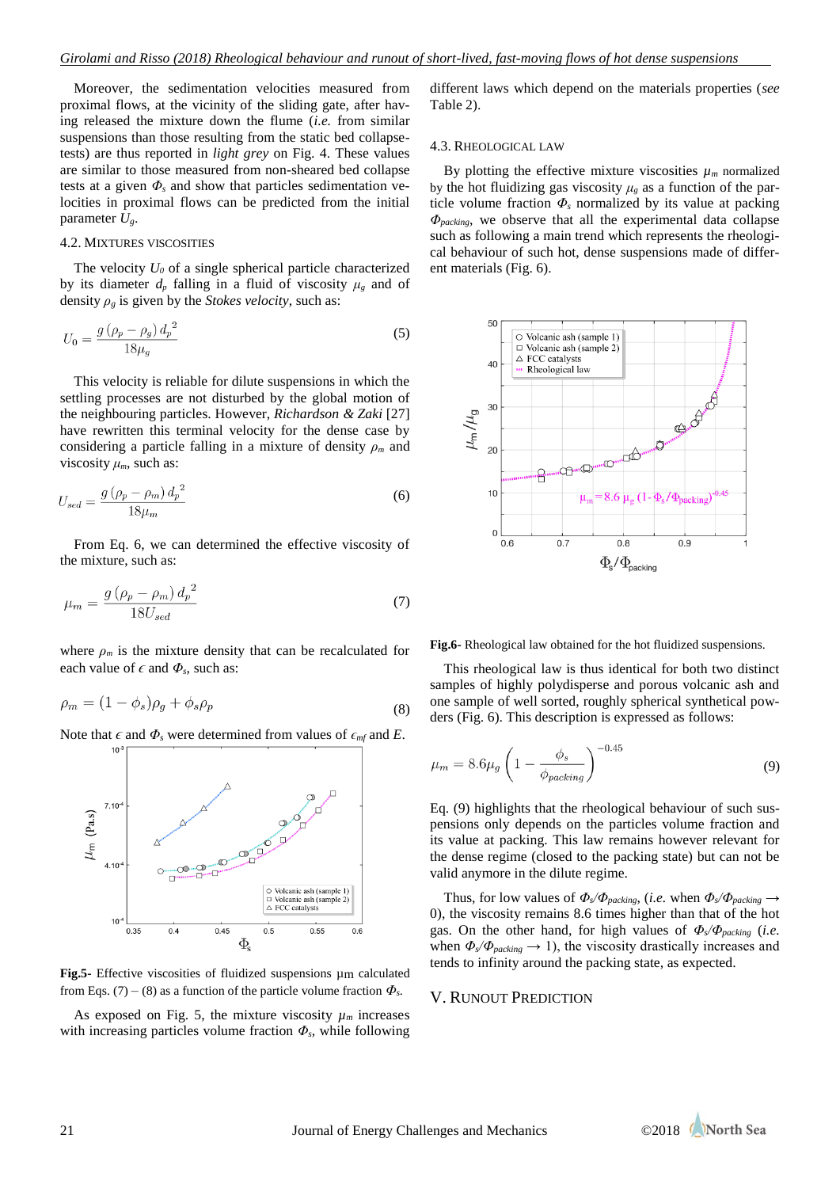Moreover, the sedimentation velocities measured from proximal flows, at the vicinity of the sliding gate, after having released the mixture down the flume (*i.e.* from similar suspensions than those resulting from the static bed collapse-tests) are thus reported in *light grey* on Fig. 4. These values are similar to those measured from non-sheared bed collapse tests at a given $\Phi_s$ and show that particles sedimentation velocities in proximal flows can be predicted from the initial parameter $U_g$.

### 4.2. Mixtures viscosities

The velocity $U_0$ of a single spherical particle characterized by its diameter $d_p$ falling in a fluid of viscosity $\mu_g$ and of density $\rho_g$ is given by the *Stokes velocity*, such as:

$$U_0 = \frac{g\,(\rho_p - \rho_g)\,d_p^{\,2}}{18\mu_g} \tag{5}$$

This velocity is reliable for dilute suspensions in which the settling processes are not disturbed by the global motion of the neighbouring particles. However, *Richardson & Zaki* [27] have rewritten this terminal velocity for the dense case by considering a particle falling in a mixture of density $\rho_m$ and viscosity $\mu_m$, such as:

$$U_{sed} = \frac{g\,(\rho_p - \rho_m)\,d_p^{\,2}}{18\mu_m} \tag{6}$$

From Eq. 6, we can determined the effective viscosity of the mixture, such as:

$$\mu_m = \frac{g\,(\rho_p - \rho_m)\,d_p^{\,2}}{18U_{sed}} \tag{7}$$

where $\rho_m$ is the mixture density that can be recalculated for each value of $\epsilon$ and $\Phi_s$, such as:

$$\rho_m = (1 - \phi_s)\rho_g + \phi_s\rho_p \tag{8}$$

Note that $\epsilon$ and $\Phi_s$ were determined from values of $\epsilon_{mf}$ and $E$.

**Fig.5-** Effective viscosities of fluidized suspensions µm calculated from Eqs. (7) – (8) as a function of the particle volume fraction $\Phi_s$.

As exposed on Fig. 5, the mixture viscosity $\mu_m$ increases with increasing particles volume fraction $\Phi_s$, while following different laws which depend on the materials properties (*see* Table 2).

### 4.3. Rheological law

By plotting the effective mixture viscosities $\mu_m$ normalized by the hot fluidizing gas viscosity $\mu_g$ as a function of the particle volume fraction $\Phi_s$ normalized by its value at packing $\Phi_{packing}$, we observe that all the experimental data collapse such as following a main trend which represents the rheological behaviour of such hot, dense suspensions made of different materials (Fig. 6).

**Fig.6-** Rheological law obtained for the hot fluidized suspensions.

This rheological law is thus identical for both two distinct samples of highly polydisperse and porous volcanic ash and one sample of well sorted, roughly spherical synthetical powders (Fig. 6). This description is expressed as follows:

$$\mu_m = 8.6\mu_g \left(1 - \frac{\phi_s}{\phi_{packing}}\right)^{-0.45} \tag{9}$$

Eq. (9) highlights that the rheological behaviour of such suspensions only depends on the particles volume fraction and its value at packing. This law remains however relevant for the dense regime (closed to the packing state) but can not be valid anymore in the dilute regime.

Thus, for low values of $\Phi_s/\Phi_{packing}$, (*i.e.* when $\Phi_s/\Phi_{packing} \rightarrow 0$), the viscosity remains 8.6 times higher than that of the hot gas. On the other hand, for high values of $\Phi_s/\Phi_{packing}$ (*i.e.* when $\Phi_s/\Phi_{packing} \rightarrow 1$), the viscosity drastically increases and tends to infinity around the packing state, as expected.

## V. Runout Prediction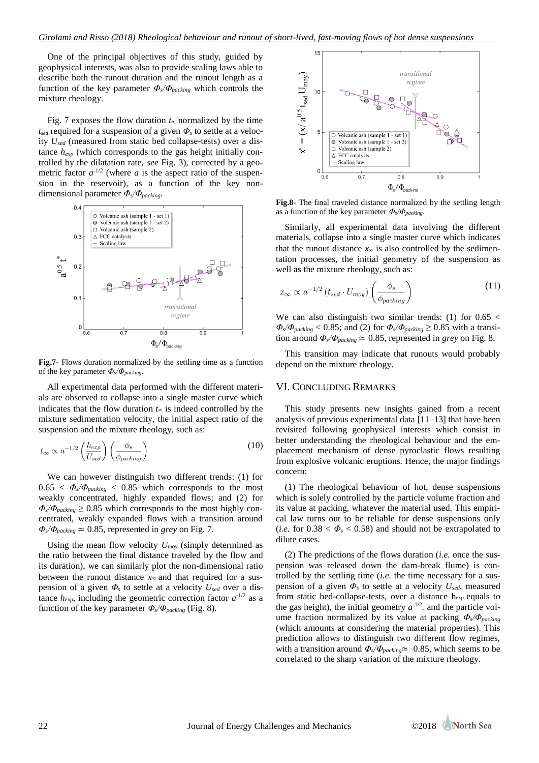One of the principal objectives of this study, guided by geophysical interests, was also to provide scaling laws able to describe both the runout duration and the runout length as a function of the key parameter $\Phi_s/\Phi_{packing}$ which controls the mixture rheology.

Fig. 7 exposes the flow duration $t_\infty$ normalized by the time $t_{sed}$ required for a suspension of a given $\Phi_s$ to settle at a velocity $U_{sed}$ (measured from static bed collapse-tests) over a distance $h_{exp}$ (which corresponds to the gas height initially controlled by the dilatation rate, *see* Fig. 3), corrected by a geometric factor $a^{-1/2}$ (where $a$ is the aspect ratio of the suspension in the reservoir), as a function of the key non-dimensional parameter $\Phi_s/\Phi_{packing}$.

**Fig.7-** Flows duration normalized by the settling time as a function of the key parameter $\Phi_s/\Phi_{packing}$.

All experimental data performed with the different materials are observed to collapse into a single master curve which indicates that the flow duration $t_\infty$ is indeed controlled by the mixture sedimentation velocity, the initial aspect ratio of the suspension and the mixture rheology, such as:

$$t_\infty \propto a^{-1/2}\left(\frac{h_{exp}}{U_{sed}}\right)\left(\frac{\phi_s}{\phi_{packing}}\right) \tag{10}$$

We can however distinguish two different trends: (1) for $0.65 < \Phi_s/\Phi_{packing} < 0.85$ which corresponds to the most weakly concentrated, highly expanded flows; and (2) for $\Phi_s/\Phi_{packing} \geq 0.85$ which corresponds to the most highly concentrated, weakly expanded flows with a transition around $\Phi_s/\Phi_{packing} \simeq 0.85$, represented in *grey* on Fig. 7.

Using the mean flow velocity $U_{moy}$ (simply determined as the ratio between the final distance traveled by the flow and its duration), we can similarly plot the non-dimensional ratio between the runout distance $x_\infty$ and that required for a suspension of a given $\Phi_s$ to settle at a velocity $U_{sed}$ over a distance $h_{exp}$, including the geometric correction factor $a^{-1/2}$ as a function of the key parameter $\Phi_s/\Phi_{packing}$ (Fig. 8).

**Fig.8-** The final traveled distance normalized by the settling length as a function of the key parameter $\Phi_s/\Phi_{packing}$.

Similarly, all experimental data involving the different materials, collapse into a single master curve which indicates that the runout distance $x_\infty$ is also controlled by the sedimentation processes, the initial geometry of the suspension as well as the mixture rheology, such as:

$$x_\infty \propto a^{-1/2}\left(t_{sed} \cdot U_{moy}\right)\left(\frac{\phi_s}{\phi_{packing}}\right) \tag{11}$$

We can also distinguish two similar trends: (1) for $0.65 < \Phi_s/\Phi_{packing} < 0.85$; and (2) for $\Phi_s/\Phi_{packing} \geq 0.85$ with a transition around $\Phi_s/\Phi_{packing} \simeq 0.85$, represented in *grey* on Fig. 8.

This transition may indicate that runouts would probably depend on the mixture rheology.

## VI. Concluding Remarks

This study presents new insights gained from a recent analysis of previous experimental data [11–13] that have been revisited following geophysical interests which consist in better understanding the rheological behaviour and the emplacement mechanism of dense pyroclastic flows resulting from explosive volcanic eruptions. Hence, the major findings concern:

(1) The rheological behaviour of hot, dense suspensions which is solely controlled by the particle volume fraction and its value at packing, whatever the material used. This empirical law turns out to be reliable for dense suspensions only (*i.e.* for $0.38 < \Phi_s < 0.58$) and should not be extrapolated to dilute cases.

(2) The predictions of the flows duration (*i.e.* once the suspension was released down the dam-break flume) is controlled by the settling time (*i.e.* the time necessary for a suspension of a given $\Phi_s$ to settle at a velocity $U_{sed}$, measured from static bed-collapse-tests, over a distance $h_{exp}$ equals to the gas height), the initial geometry $a^{-1/2}$, and the particle volume fraction normalized by its value at packing $\Phi_s/\Phi_{packing}$ (which amounts at considering the material properties). This prediction allows to distinguish two different flow regimes, with a transition around $\Phi_s/\Phi_{packing} \simeq 0.85$, which seems to be correlated to the sharp variation of the mixture rheology.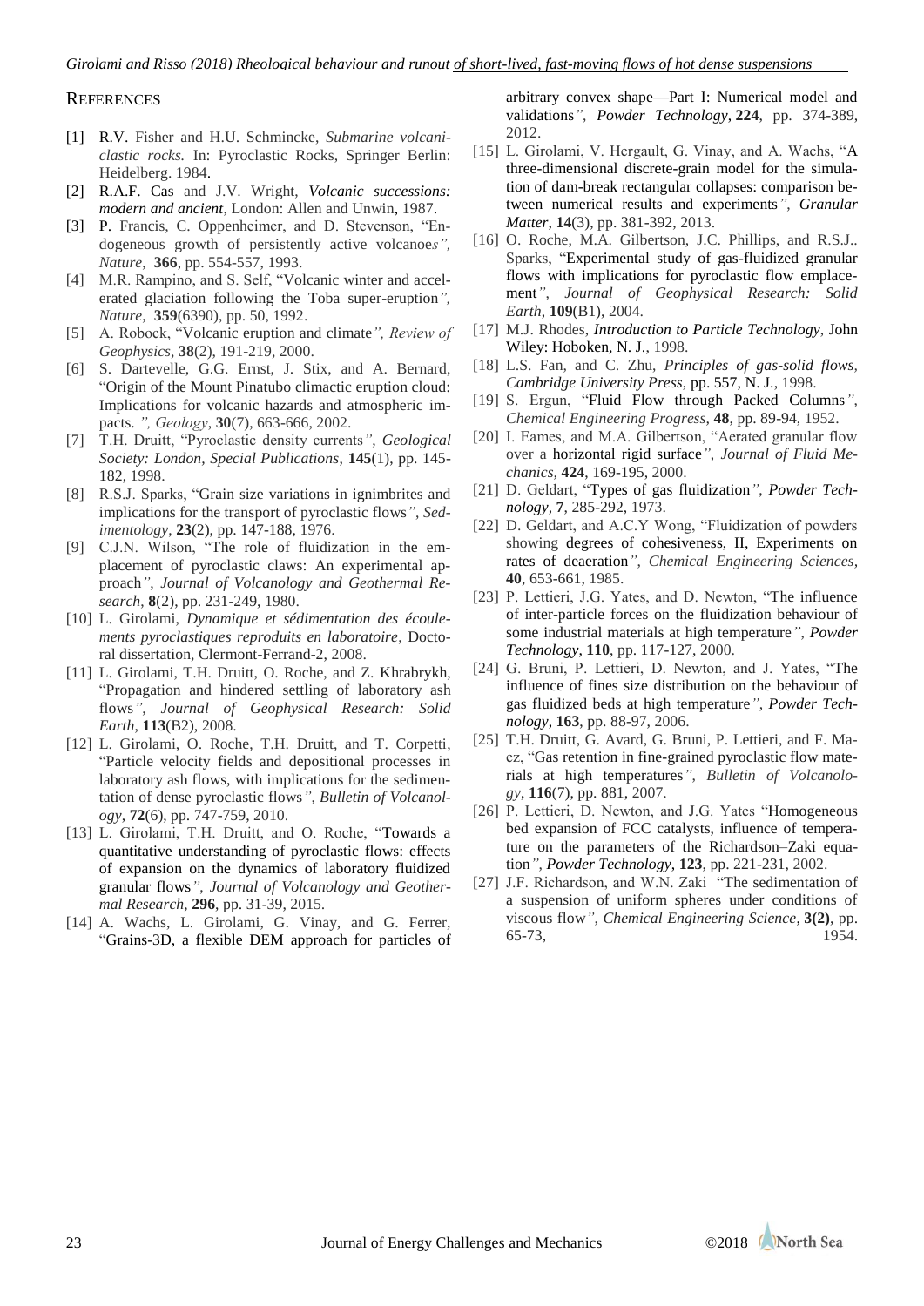## REFERENCES

- [1] R.V. Fisher and H.U. Schmincke, *Submarine volcaniclastic rocks.* In: Pyroclastic Rocks, Springer Berlin: Heidelberg. 1984.
- [2] R.A.F. Cas and J.V. Wright, ***Volcanic successions: modern and ancient***, London: Allen and Unwin, 1987.
- [3] P. Francis, C. Oppenheimer, and D. Stevenson, "Endogeneous growth of persistently active volcanoes", *Nature*, **366**, pp. 554-557, 1993.
- [4] M.R. Rampino, and S. Self, "Volcanic winter and accelerated glaciation following the Toba super-eruption", *Nature*, **359**(6390), pp. 50, 1992.
- [5] A. Robock, "Volcanic eruption and climate", *Review of Geophysics*, **38**(2), 191-219, 2000.
- [6] S. Dartevelle, G.G. Ernst, J. Stix, and A. Bernard, "Origin of the Mount Pinatubo climactic eruption cloud: Implications for volcanic hazards and atmospheric impacts. ", *Geology*, **30**(7), 663-666, 2002.
- [7] T.H. Druitt, "Pyroclastic density currents", *Geological Society: London, Special Publications*, **145**(1), pp. 145-182, 1998.
- [8] R.S.J. Sparks, "Grain size variations in ignimbrites and implications for the transport of pyroclastic flows", *Sedimentology*, **23**(2), pp. 147-188, 1976.
- [9] C.J.N. Wilson, "The role of fluidization in the emplacement of pyroclastic claws: An experimental approach", *Journal of Volcanology and Geothermal Research*, **8**(2), pp. 231-249, 1980.
- [10] L. Girolami, *Dynamique et sédimentation des écoulements pyroclastiques reproduits en laboratoire*, Doctoral dissertation, Clermont-Ferrand-2, 2008.
- [11] L. Girolami, T.H. Druitt, O. Roche, and Z. Khrabrykh, "Propagation and hindered settling of laboratory ash flows", *Journal of Geophysical Research: Solid Earth*, **113**(B2), 2008.
- [12] L. Girolami, O. Roche, T.H. Druitt, and T. Corpetti, "Particle velocity fields and depositional processes in laboratory ash flows, with implications for the sedimentation of dense pyroclastic flows", *Bulletin of Volcanology*, **72**(6), pp. 747-759, 2010.
- [13] L. Girolami, T.H. Druitt, and O. Roche, "Towards a quantitative understanding of pyroclastic flows: effects of expansion on the dynamics of laboratory fluidized granular flows", *Journal of Volcanology and Geothermal Research*, **296**, pp. 31-39, 2015.
- [14] A. Wachs, L. Girolami, G. Vinay, and G. Ferrer, "Grains-3D, a flexible DEM approach for particles of arbitrary convex shape—Part I: Numerical model and validations", *Powder Technology*, **224**, pp. 374-389, 2012.
- [15] L. Girolami, V. Hergault, G. Vinay, and A. Wachs, "A three-dimensional discrete-grain model for the simulation of dam-break rectangular collapses: comparison between numerical results and experiments", *Granular Matter*, **14**(3), pp. 381-392, 2013.
- [16] O. Roche, M.A. Gilbertson, J.C. Phillips, and R.S.J.. Sparks, "Experimental study of gas-fluidized granular flows with implications for pyroclastic flow emplacement", *Journal of Geophysical Research: Solid Earth*, **109**(B1), 2004.
- [17] M.J. Rhodes, *Introduction to Particle Technology*, John Wiley: Hoboken, N. J., 1998.
- [18] L.S. Fan, and C. Zhu, *Principles of gas-solid flows, Cambridge University Press*, pp. 557, N. J., 1998.
- [19] S. Ergun, "Fluid Flow through Packed Columns", *Chemical Engineering Progress*, **48**, pp. 89-94, 1952.
- [20] I. Eames, and M.A. Gilbertson, "Aerated granular flow over a horizontal rigid surface", *Journal of Fluid Mechanics*, **424**, 169-195, 2000.
- [21] D. Geldart, "Types of gas fluidization", *Powder Technology*, **7**, 285-292, 1973.
- [22] D. Geldart, and A.C.Y Wong, "Fluidization of powders showing degrees of cohesiveness, II, Experiments on rates of deaeration", *Chemical Engineering Sciences*, **40**, 653-661, 1985.
- [23] P. Lettieri, J.G. Yates, and D. Newton, "The influence of inter-particle forces on the fluidization behaviour of some industrial materials at high temperature", *Powder Technology*, **110**, pp. 117-127, 2000.
- [24] G. Bruni, P. Lettieri, D. Newton, and J. Yates, "The influence of fines size distribution on the behaviour of gas fluidized beds at high temperature", *Powder Technology*, **163**, pp. 88-97, 2006.
- [25] T.H. Druitt, G. Avard, G. Bruni, P. Lettieri, and F. Maez, "Gas retention in fine-grained pyroclastic flow materials at high temperatures", *Bulletin of Volcanology*, **116**(7), pp. 881, 2007.
- [26] P. Lettieri, D. Newton, and J.G. Yates "Homogeneous bed expansion of FCC catalysts, influence of temperature on the parameters of the Richardson–Zaki equation", *Powder Technology*, **123**, pp. 221-231, 2002.
- [27] J.F. Richardson, and W.N. Zaki "The sedimentation of a suspension of uniform spheres under conditions of viscous flow", *Chemical Engineering Science*, **3(2)**, pp. 65-73, 1954.